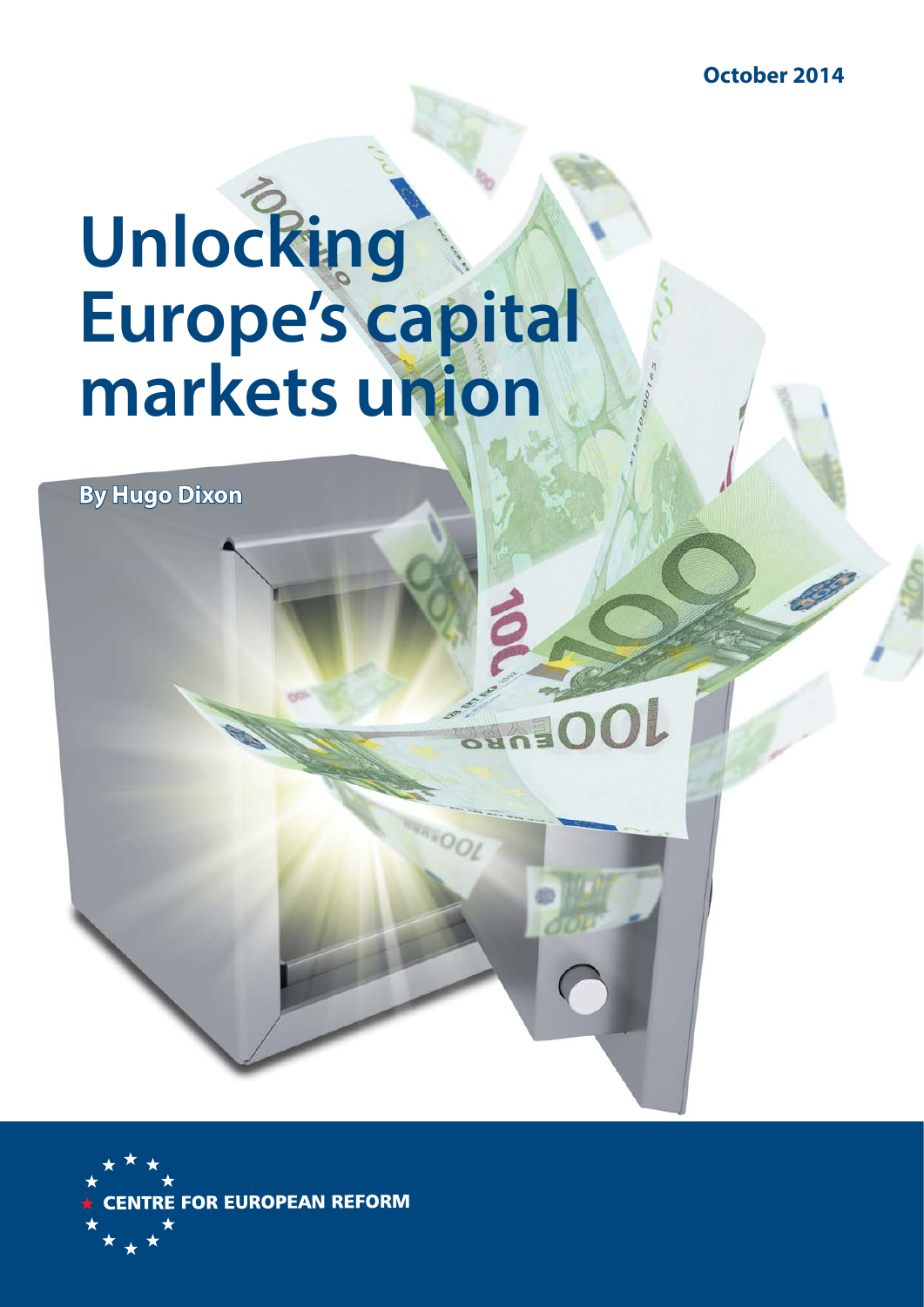October 2014

# Unlocking Europe's capital markets union

**By Hugo Dixon**

CENTRE FOR EUROPEAN REFORM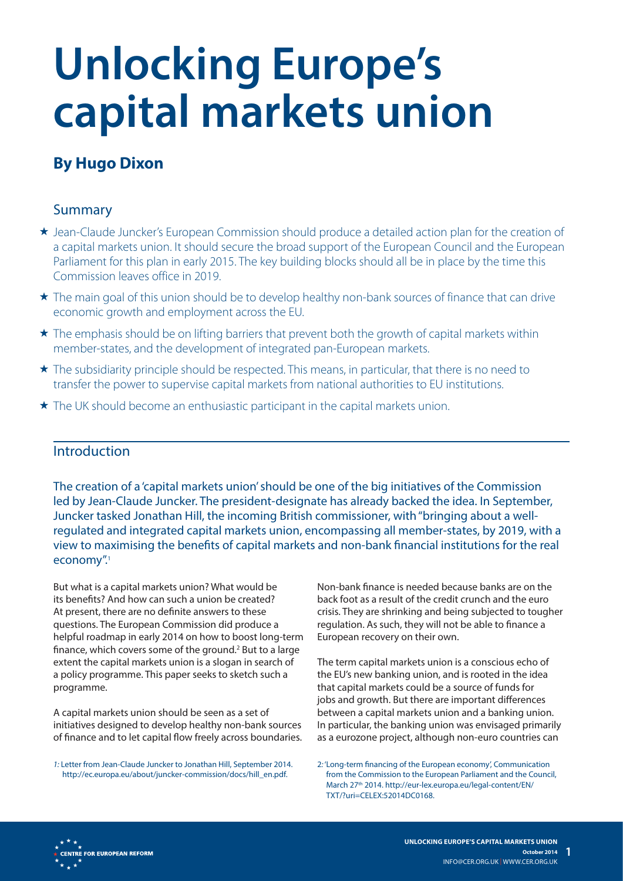# Unlocking Europe's capital markets union

## By Hugo Dixon

### Summary

- Jean-Claude Juncker's European Commission should produce a detailed action plan for the creation of a capital markets union. It should secure the broad support of the European Council and the European Parliament for this plan in early 2015. The key building blocks should all be in place by the time this Commission leaves office in 2019.
- The main goal of this union should be to develop healthy non-bank sources of finance that can drive economic growth and employment across the EU.
- The emphasis should be on lifting barriers that prevent both the growth of capital markets within member-states, and the development of integrated pan-European markets.
- The subsidiarity principle should be respected. This means, in particular, that there is no need to transfer the power to supervise capital markets from national authorities to EU institutions.
- The UK should become an enthusiastic participant in the capital markets union.

### Introduction

The creation of a 'capital markets union' should be one of the big initiatives of the Commission led by Jean-Claude Juncker. The president-designate has already backed the idea. In September, Juncker tasked Jonathan Hill, the incoming British commissioner, with "bringing about a well-regulated and integrated capital markets union, encompassing all member-states, by 2019, with a view to maximising the benefits of capital markets and non-bank financial institutions for the real economy".[1]

But what is a capital markets union? What would be its benefits? And how can such a union be created? At present, there are no definite answers to these questions. The European Commission did produce a helpful roadmap in early 2014 on how to boost long-term finance, which covers some of the ground.[2] But to a large extent the capital markets union is a slogan in search of a policy programme. This paper seeks to sketch such a programme.

A capital markets union should be seen as a set of initiatives designed to develop healthy non-bank sources of finance and to let capital flow freely across boundaries.

Non-bank finance is needed because banks are on the back foot as a result of the credit crunch and the euro crisis. They are shrinking and being subjected to tougher regulation. As such, they will not be able to finance a European recovery on their own.

The term capital markets union is a conscious echo of the EU's new banking union, and is rooted in the idea that capital markets could be a source of funds for jobs and growth. But there are important differences between a capital markets union and a banking union. In particular, the banking union was envisaged primarily as a eurozone project, although non-euro countries can

1: Letter from Jean-Claude Juncker to Jonathan Hill, September 2014. http://ec.europa.eu/about/juncker-commission/docs/hill_en.pdf.

2: 'Long-term financing of the European economy', Communication from the Commission to the European Parliament and the Council, March 27th 2014. http://eur-lex.europa.eu/legal-content/EN/TXT/?uri=CELEX:52014DC0168.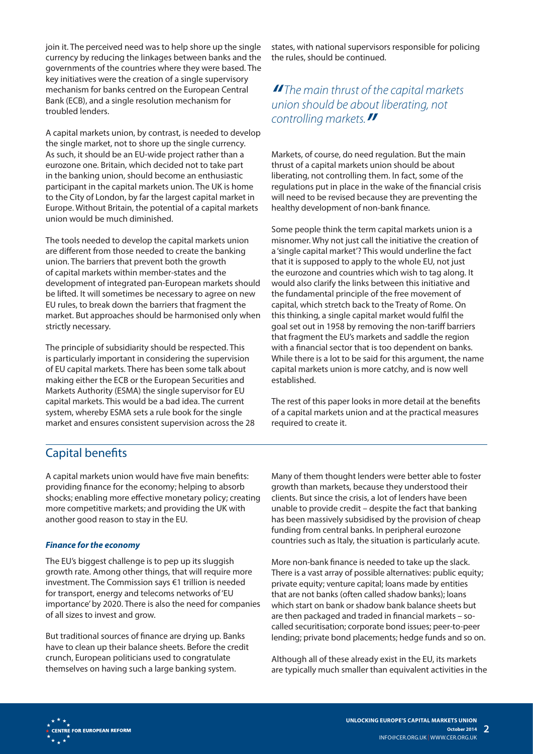join it. The perceived need was to help shore up the single currency by reducing the linkages between banks and the governments of the countries where they were based. The key initiatives were the creation of a single supervisory mechanism for banks centred on the European Central Bank (ECB), and a single resolution mechanism for troubled lenders.

A capital markets union, by contrast, is needed to develop the single market, not to shore up the single currency. As such, it should be an EU-wide project rather than a eurozone one. Britain, which decided not to take part in the banking union, should become an enthusiastic participant in the capital markets union. The UK is home to the City of London, by far the largest capital market in Europe. Without Britain, the potential of a capital markets union would be much diminished.

The tools needed to develop the capital markets union are different from those needed to create the banking union. The barriers that prevent both the growth of capital markets within member-states and the development of integrated pan-European markets should be lifted. It will sometimes be necessary to agree on new EU rules, to break down the barriers that fragment the market. But approaches should be harmonised only when strictly necessary.

The principle of subsidiarity should be respected. This is particularly important in considering the supervision of EU capital markets. There has been some talk about making either the ECB or the European Securities and Markets Authority (ESMA) the single supervisor for EU capital markets. This would be a bad idea. The current system, whereby ESMA sets a rule book for the single market and ensures consistent supervision across the 28 states, with national supervisors responsible for policing the rules, should be continued.

> *"The main thrust of the capital markets union should be about liberating, not controlling markets."*

Markets, of course, do need regulation. But the main thrust of a capital markets union should be about liberating, not controlling them. In fact, some of the regulations put in place in the wake of the financial crisis will need to be revised because they are preventing the healthy development of non-bank finance.

Some people think the term capital markets union is a misnomer. Why not just call the initiative the creation of a 'single capital market'? This would underline the fact that it is supposed to apply to the whole EU, not just the eurozone and countries which wish to tag along. It would also clarify the links between this initiative and the fundamental principle of the free movement of capital, which stretch back to the Treaty of Rome. On this thinking, a single capital market would fulfil the goal set out in 1958 by removing the non-tariff barriers that fragment the EU's markets and saddle the region with a financial sector that is too dependent on banks. While there is a lot to be said for this argument, the name capital markets union is more catchy, and is now well established.

The rest of this paper looks in more detail at the benefits of a capital markets union and at the practical measures required to create it.

## Capital benefits

A capital markets union would have five main benefits: providing finance for the economy; helping to absorb shocks; enabling more effective monetary policy; creating more competitive markets; and providing the UK with another good reason to stay in the EU.

### *Finance for the economy*

The EU's biggest challenge is to pep up its sluggish growth rate. Among other things, that will require more investment. The Commission says €1 trillion is needed for transport, energy and telecoms networks of 'EU importance' by 2020. There is also the need for companies of all sizes to invest and grow.

But traditional sources of finance are drying up. Banks have to clean up their balance sheets. Before the credit crunch, European politicians used to congratulate themselves on having such a large banking system. Many of them thought lenders were better able to foster growth than markets, because they understood their clients. But since the crisis, a lot of lenders have been unable to provide credit – despite the fact that banking has been massively subsidised by the provision of cheap funding from central banks. In peripheral eurozone countries such as Italy, the situation is particularly acute.

More non-bank finance is needed to take up the slack. There is a vast array of possible alternatives: public equity; private equity; venture capital; loans made by entities that are not banks (often called shadow banks); loans which start on bank or shadow bank balance sheets but are then packaged and traded in financial markets – so-called securitisation; corporate bond issues; peer-to-peer lending; private bond placements; hedge funds and so on.

Although all of these already exist in the EU, its markets are typically much smaller than equivalent activities in the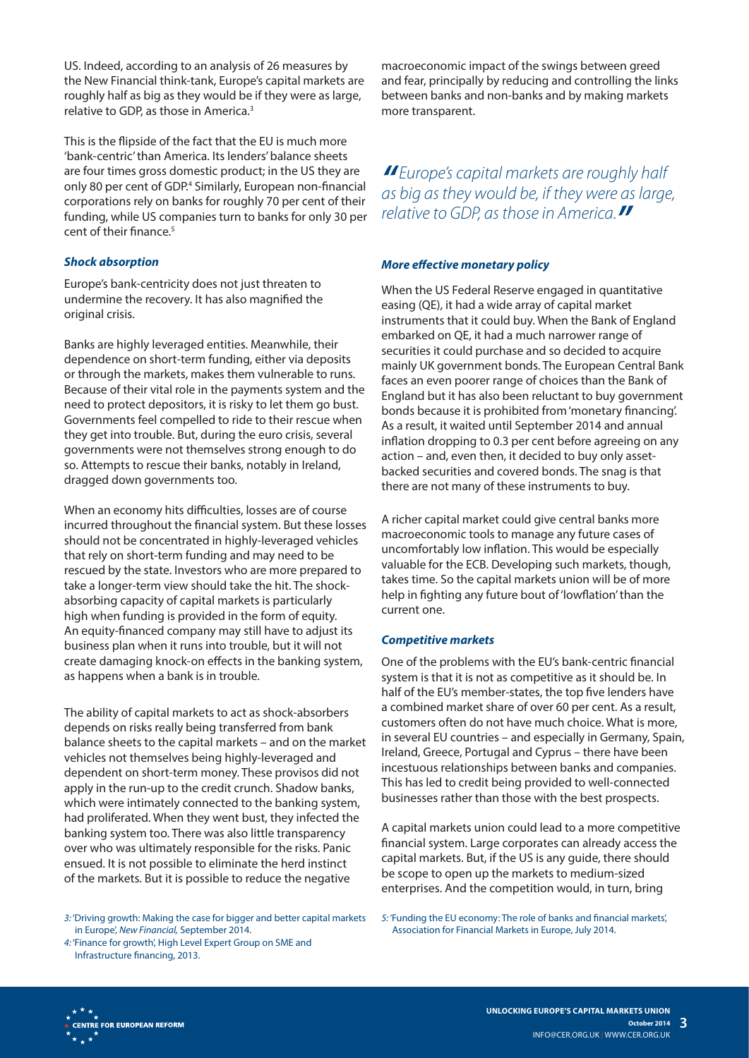US. Indeed, according to an analysis of 26 measures by the New Financial think-tank, Europe's capital markets are roughly half as big as they would be if they were as large, relative to GDP, as those in America.[3]

This is the flipside of the fact that the EU is much more 'bank-centric' than America. Its lenders' balance sheets are four times gross domestic product; in the US they are only 80 per cent of GDP.[4] Similarly, European non-financial corporations rely on banks for roughly 70 per cent of their funding, while US companies turn to banks for only 30 per cent of their finance.[5]

### *Shock absorption*

Europe's bank-centricity does not just threaten to undermine the recovery. It has also magnified the original crisis.

Banks are highly leveraged entities. Meanwhile, their dependence on short-term funding, either via deposits or through the markets, makes them vulnerable to runs. Because of their vital role in the payments system and the need to protect depositors, it is risky to let them go bust. Governments feel compelled to ride to their rescue when they get into trouble. But, during the euro crisis, several governments were not themselves strong enough to do so. Attempts to rescue their banks, notably in Ireland, dragged down governments too.

When an economy hits difficulties, losses are of course incurred throughout the financial system. But these losses should not be concentrated in highly-leveraged vehicles that rely on short-term funding and may need to be rescued by the state. Investors who are more prepared to take a longer-term view should take the hit. The shock-absorbing capacity of capital markets is particularly high when funding is provided in the form of equity. An equity-financed company may still have to adjust its business plan when it runs into trouble, but it will not create damaging knock-on effects in the banking system, as happens when a bank is in trouble.

The ability of capital markets to act as shock-absorbers depends on risks really being transferred from bank balance sheets to the capital markets – and on the market vehicles not themselves being highly-leveraged and dependent on short-term money. These provisos did not apply in the run-up to the credit crunch. Shadow banks, which were intimately connected to the banking system, had proliferated. When they went bust, they infected the banking system too. There was also little transparency over who was ultimately responsible for the risks. Panic ensued. It is not possible to eliminate the herd instinct of the markets. But it is possible to reduce the negative macroeconomic impact of the swings between greed and fear, principally by reducing and controlling the links between banks and non-banks and by making markets more transparent.

> *"Europe's capital markets are roughly half as big as they would be, if they were as large, relative to GDP, as those in America."*

### *More effective monetary policy*

When the US Federal Reserve engaged in quantitative easing (QE), it had a wide array of capital market instruments that it could buy. When the Bank of England embarked on QE, it had a much narrower range of securities it could purchase and so decided to acquire mainly UK government bonds. The European Central Bank faces an even poorer range of choices than the Bank of England but it has also been reluctant to buy government bonds because it is prohibited from 'monetary financing'. As a result, it waited until September 2014 and annual inflation dropping to 0.3 per cent before agreeing on any action – and, even then, it decided to buy only asset-backed securities and covered bonds. The snag is that there are not many of these instruments to buy.

A richer capital market could give central banks more macroeconomic tools to manage any future cases of uncomfortably low inflation. This would be especially valuable for the ECB. Developing such markets, though, takes time. So the capital markets union will be of more help in fighting any future bout of 'lowflation' than the current one.

### *Competitive markets*

One of the problems with the EU's bank-centric financial system is that it is not as competitive as it should be. In half of the EU's member-states, the top five lenders have a combined market share of over 60 per cent. As a result, customers often do not have much choice. What is more, in several EU countries – and especially in Germany, Spain, Ireland, Greece, Portugal and Cyprus – there have been incestuous relationships between banks and companies. This has led to credit being provided to well-connected businesses rather than those with the best prospects.

A capital markets union could lead to a more competitive financial system. Large corporates can already access the capital markets. But, if the US is any guide, there should be scope to open up the markets to medium-sized enterprises. And the competition would, in turn, bring

*3:* 'Driving growth: Making the case for bigger and better capital markets in Europe', *New Financial,* September 2014.

*4:* 'Finance for growth', High Level Expert Group on SME and Infrastructure financing, 2013.

*5:* 'Funding the EU economy: The role of banks and financial markets', Association for Financial Markets in Europe, July 2014.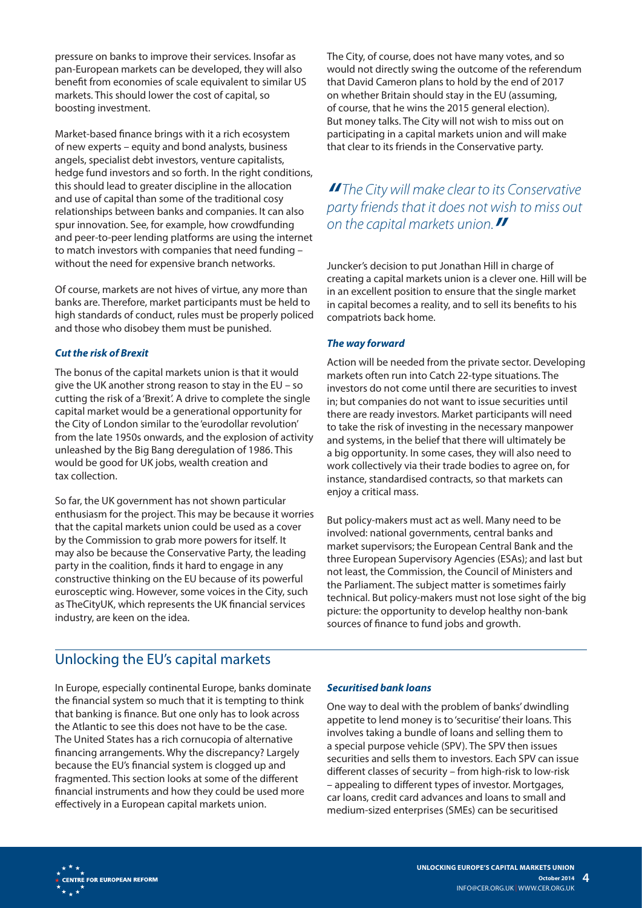pressure on banks to improve their services. Insofar as pan-European markets can be developed, they will also benefit from economies of scale equivalent to similar US markets. This should lower the cost of capital, so boosting investment.

Market-based finance brings with it a rich ecosystem of new experts – equity and bond analysts, business angels, specialist debt investors, venture capitalists, hedge fund investors and so forth. In the right conditions, this should lead to greater discipline in the allocation and use of capital than some of the traditional cosy relationships between banks and companies. It can also spur innovation. See, for example, how crowdfunding and peer-to-peer lending platforms are using the internet to match investors with companies that need funding – without the need for expensive branch networks.

Of course, markets are not hives of virtue, any more than banks are. Therefore, market participants must be held to high standards of conduct, rules must be properly policed and those who disobey them must be punished.

### *Cut the risk of Brexit*

The bonus of the capital markets union is that it would give the UK another strong reason to stay in the EU – so cutting the risk of a 'Brexit'. A drive to complete the single capital market would be a generational opportunity for the City of London similar to the 'eurodollar revolution' from the late 1950s onwards, and the explosion of activity unleashed by the Big Bang deregulation of 1986. This would be good for UK jobs, wealth creation and tax collection.

So far, the UK government has not shown particular enthusiasm for the project. This may be because it worries that the capital markets union could be used as a cover by the Commission to grab more powers for itself. It may also be because the Conservative Party, the leading party in the coalition, finds it hard to engage in any constructive thinking on the EU because of its powerful eurosceptic wing. However, some voices in the City, such as TheCityUK, which represents the UK financial services industry, are keen on the idea.

The City, of course, does not have many votes, and so would not directly swing the outcome of the referendum that David Cameron plans to hold by the end of 2017 on whether Britain should stay in the EU (assuming, of course, that he wins the 2015 general election). But money talks. The City will not wish to miss out on participating in a capital markets union and will make that clear to its friends in the Conservative party.

> *"The City will make clear to its Conservative party friends that it does not wish to miss out on the capital markets union."*

Juncker's decision to put Jonathan Hill in charge of creating a capital markets union is a clever one. Hill will be in an excellent position to ensure that the single market in capital becomes a reality, and to sell its benefits to his compatriots back home.

### *The way forward*

Action will be needed from the private sector. Developing markets often run into Catch 22-type situations. The investors do not come until there are securities to invest in; but companies do not want to issue securities until there are ready investors. Market participants will need to take the risk of investing in the necessary manpower and systems, in the belief that there will ultimately be a big opportunity. In some cases, they will also need to work collectively via their trade bodies to agree on, for instance, standardised contracts, so that markets can enjoy a critical mass.

But policy-makers must act as well. Many need to be involved: national governments, central banks and market supervisors; the European Central Bank and the three European Supervisory Agencies (ESAs); and last but not least, the Commission, the Council of Ministers and the Parliament. The subject matter is sometimes fairly technical. But policy-makers must not lose sight of the big picture: the opportunity to develop healthy non-bank sources of finance to fund jobs and growth.

## Unlocking the EU's capital markets

In Europe, especially continental Europe, banks dominate the financial system so much that it is tempting to think that banking is finance. But one only has to look across the Atlantic to see this does not have to be the case. The United States has a rich cornucopia of alternative financing arrangements. Why the discrepancy? Largely because the EU's financial system is clogged up and fragmented. This section looks at some of the different financial instruments and how they could be used more effectively in a European capital markets union.

### *Securitised bank loans*

One way to deal with the problem of banks' dwindling appetite to lend money is to 'securitise' their loans. This involves taking a bundle of loans and selling them to a special purpose vehicle (SPV). The SPV then issues securities and sells them to investors. Each SPV can issue different classes of security – from high-risk to low-risk – appealing to different types of investor. Mortgages, car loans, credit card advances and loans to small and medium-sized enterprises (SMEs) can be securitised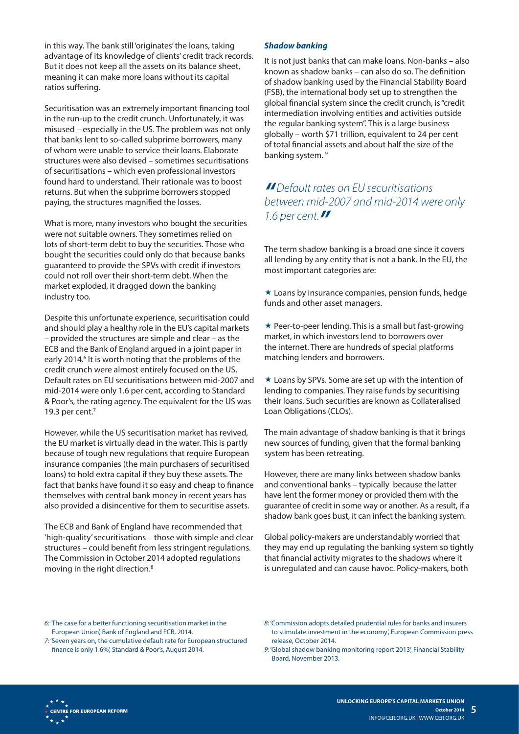in this way. The bank still 'originates' the loans, taking advantage of its knowledge of clients' credit track records. But it does not keep all the assets on its balance sheet, meaning it can make more loans without its capital ratios suffering.

Securitisation was an extremely important financing tool in the run-up to the credit crunch. Unfortunately, it was misused – especially in the US. The problem was not only that banks lent to so-called subprime borrowers, many of whom were unable to service their loans. Elaborate structures were also devised – sometimes securitisations of securitisations – which even professional investors found hard to understand. Their rationale was to boost returns. But when the subprime borrowers stopped paying, the structures magnified the losses.

What is more, many investors who bought the securities were not suitable owners. They sometimes relied on lots of short-term debt to buy the securities. Those who bought the securities could only do that because banks guaranteed to provide the SPVs with credit if investors could not roll over their short-term debt. When the market exploded, it dragged down the banking industry too.

Despite this unfortunate experience, securitisation could and should play a healthy role in the EU's capital markets – provided the structures are simple and clear – as the ECB and the Bank of England argued in a joint paper in early 2014.[6] It is worth noting that the problems of the credit crunch were almost entirely focused on the US. Default rates on EU securitisations between mid-2007 and mid-2014 were only 1.6 per cent, according to Standard & Poor's, the rating agency. The equivalent for the US was 19.3 per cent.[7]

However, while the US securitisation market has revived, the EU market is virtually dead in the water. This is partly because of tough new regulations that require European insurance companies (the main purchasers of securitised loans) to hold extra capital if they buy these assets. The fact that banks have found it so easy and cheap to finance themselves with central bank money in recent years has also provided a disincentive for them to securitise assets.

The ECB and Bank of England have recommended that 'high-quality' securitisations – those with simple and clear structures – could benefit from less stringent regulations. The Commission in October 2014 adopted regulations moving in the right direction.[8]

### *Shadow banking*

It is not just banks that can make loans. Non-banks – also known as shadow banks – can also do so. The definition of shadow banking used by the Financial Stability Board (FSB), the international body set up to strengthen the global financial system since the credit crunch, is "credit intermediation involving entities and activities outside the regular banking system". This is a large business globally – worth $71 trillion, equivalent to 24 per cent of total financial assets and about half the size of the banking system.[9]

> *"Default rates on EU securitisations between mid-2007 and mid-2014 were only 1.6 per cent."*

The term shadow banking is a broad one since it covers all lending by any entity that is not a bank. In the EU, the most important categories are:

- Loans by insurance companies, pension funds, hedge funds and other asset managers.
- Peer-to-peer lending. This is a small but fast-growing market, in which investors lend to borrowers over the internet. There are hundreds of special platforms matching lenders and borrowers.
- Loans by SPVs. Some are set up with the intention of lending to companies. They raise funds by securitising their loans. Such securities are known as Collateralised Loan Obligations (CLOs).

The main advantage of shadow banking is that it brings new sources of funding, given that the formal banking system has been retreating.

However, there are many links between shadow banks and conventional banks – typically because the latter have lent the former money or provided them with the guarantee of credit in some way or another. As a result, if a shadow bank goes bust, it can infect the banking system.

Global policy-makers are understandably worried that they may end up regulating the banking system so tightly that financial activity migrates to the shadows where it is unregulated and can cause havoc. Policy-makers, both

---

6: 'The case for a better functioning securitisation market in the European Union', Bank of England and ECB, 2014.

7: 'Seven years on, the cumulative default rate for European structured finance is only 1.6%', Standard & Poor's, August 2014.

8: 'Commission adopts detailed prudential rules for banks and insurers to stimulate investment in the economy', European Commission press release, October 2014.

9: 'Global shadow banking monitoring report 2013', Financial Stability Board, November 2013.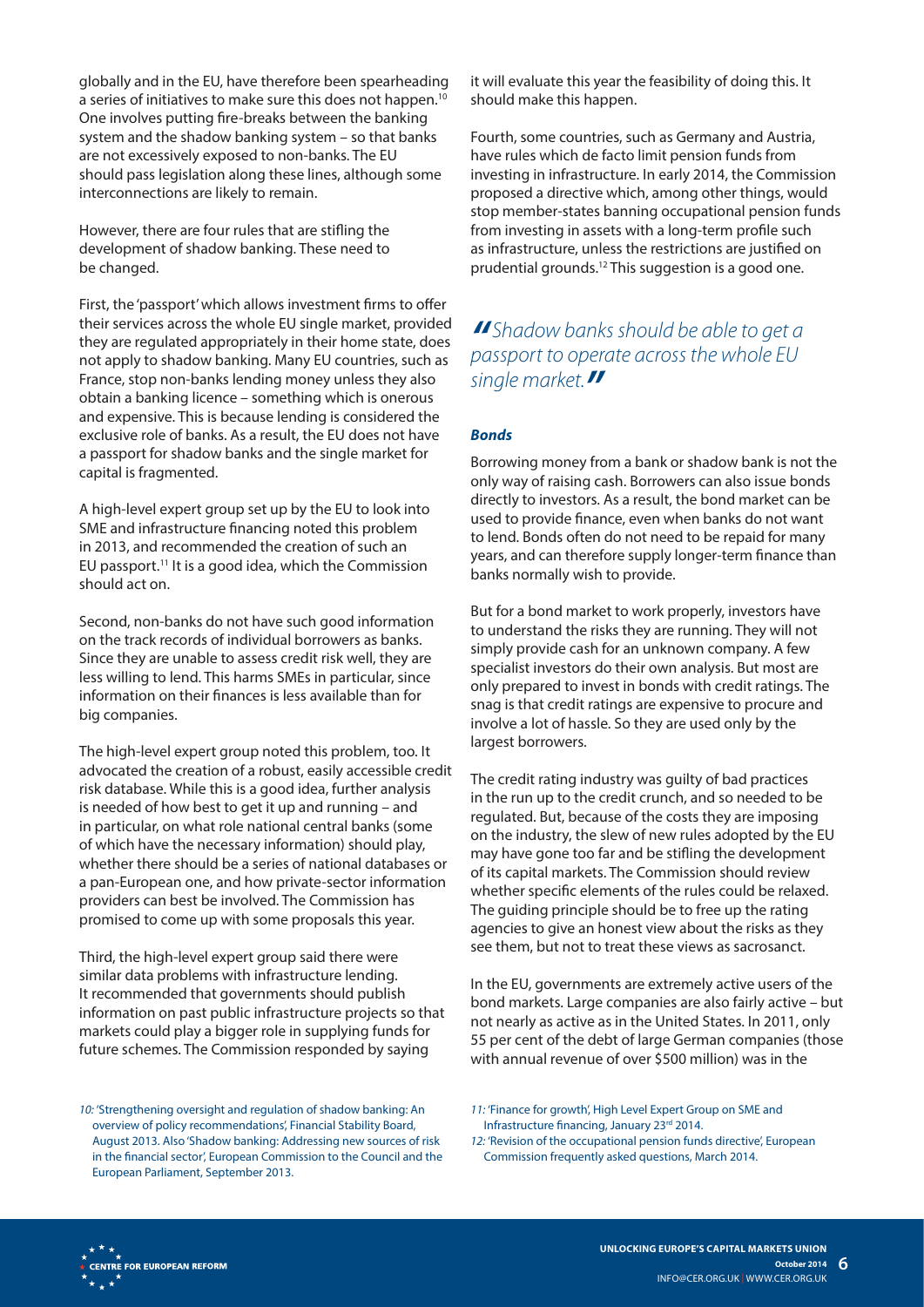globally and in the EU, have therefore been spearheading a series of initiatives to make sure this does not happen.[10] One involves putting fire-breaks between the banking system and the shadow banking system – so that banks are not excessively exposed to non-banks. The EU should pass legislation along these lines, although some interconnections are likely to remain.

However, there are four rules that are stifling the development of shadow banking. These need to be changed.

First, the 'passport' which allows investment firms to offer their services across the whole EU single market, provided they are regulated appropriately in their home state, does not apply to shadow banking. Many EU countries, such as France, stop non-banks lending money unless they also obtain a banking licence – something which is onerous and expensive. This is because lending is considered the exclusive role of banks. As a result, the EU does not have a passport for shadow banks and the single market for capital is fragmented.

A high-level expert group set up by the EU to look into SME and infrastructure financing noted this problem in 2013, and recommended the creation of such an EU passport.[11] It is a good idea, which the Commission should act on.

Second, non-banks do not have such good information on the track records of individual borrowers as banks. Since they are unable to assess credit risk well, they are less willing to lend. This harms SMEs in particular, since information on their finances is less available than for big companies.

The high-level expert group noted this problem, too. It advocated the creation of a robust, easily accessible credit risk database. While this is a good idea, further analysis is needed of how best to get it up and running – and in particular, on what role national central banks (some of which have the necessary information) should play, whether there should be a series of national databases or a pan-European one, and how private-sector information providers can best be involved. The Commission has promised to come up with some proposals this year.

Third, the high-level expert group said there were similar data problems with infrastructure lending. It recommended that governments should publish information on past public infrastructure projects so that markets could play a bigger role in supplying funds for future schemes. The Commission responded by saying it will evaluate this year the feasibility of doing this. It should make this happen.

Fourth, some countries, such as Germany and Austria, have rules which de facto limit pension funds from investing in infrastructure. In early 2014, the Commission proposed a directive which, among other things, would stop member-states banning occupational pension funds from investing in assets with a long-term profile such as infrastructure, unless the restrictions are justified on prudential grounds.[12] This suggestion is a good one.

> *"Shadow banks should be able to get a passport to operate across the whole EU single market."*

### *Bonds*

Borrowing money from a bank or shadow bank is not the only way of raising cash. Borrowers can also issue bonds directly to investors. As a result, the bond market can be used to provide finance, even when banks do not want to lend. Bonds often do not need to be repaid for many years, and can therefore supply longer-term finance than banks normally wish to provide.

But for a bond market to work properly, investors have to understand the risks they are running. They will not simply provide cash for an unknown company. A few specialist investors do their own analysis. But most are only prepared to invest in bonds with credit ratings. The snag is that credit ratings are expensive to procure and involve a lot of hassle. So they are used only by the largest borrowers.

The credit rating industry was guilty of bad practices in the run up to the credit crunch, and so needed to be regulated. But, because of the costs they are imposing on the industry, the slew of new rules adopted by the EU may have gone too far and be stifling the development of its capital markets. The Commission should review whether specific elements of the rules could be relaxed. The guiding principle should be to free up the rating agencies to give an honest view about the risks as they see them, but not to treat these views as sacrosanct.

In the EU, governments are extremely active users of the bond markets. Large companies are also fairly active – but not nearly as active as in the United States. In 2011, only 55 per cent of the debt of large German companies (those with annual revenue of over $500 million) was in the

---

*10:* 'Strengthening oversight and regulation of shadow banking: An overview of policy recommendations', Financial Stability Board, August 2013. Also 'Shadow banking: Addressing new sources of risk in the financial sector', European Commission to the Council and the European Parliament, September 2013.

*11:* 'Finance for growth', High Level Expert Group on SME and Infrastructure financing, January 23rd 2014.

*12:* 'Revision of the occupational pension funds directive', European Commission frequently asked questions, March 2014.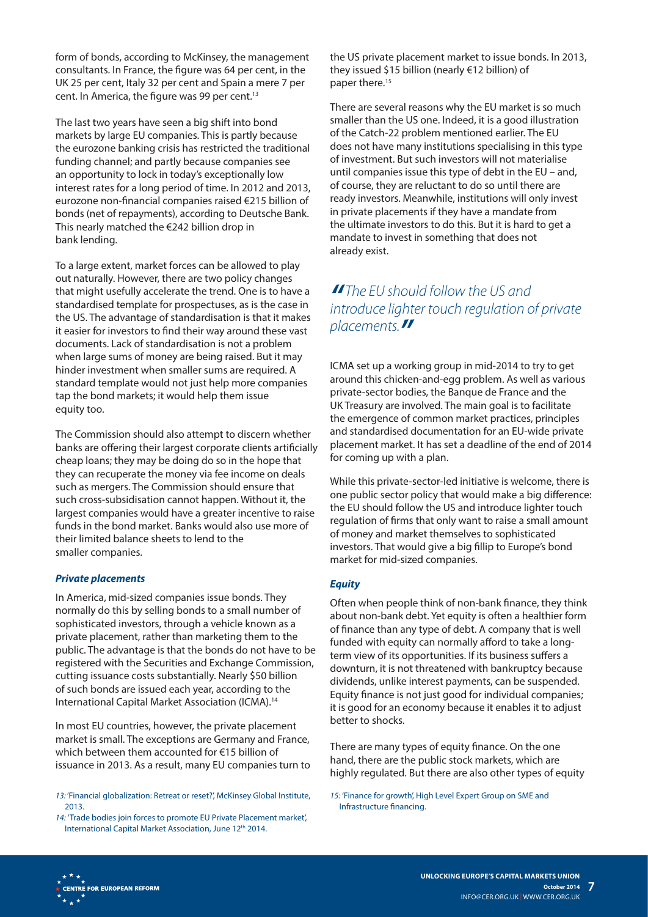form of bonds, according to McKinsey, the management consultants. In France, the figure was 64 per cent, in the UK 25 per cent, Italy 32 per cent and Spain a mere 7 per cent. In America, the figure was 99 per cent.[13]

The last two years have seen a big shift into bond markets by large EU companies. This is partly because the eurozone banking crisis has restricted the traditional funding channel; and partly because companies see an opportunity to lock in today's exceptionally low interest rates for a long period of time. In 2012 and 2013, eurozone non-financial companies raised €215 billion of bonds (net of repayments), according to Deutsche Bank. This nearly matched the €242 billion drop in bank lending.

To a large extent, market forces can be allowed to play out naturally. However, there are two policy changes that might usefully accelerate the trend. One is to have a standardised template for prospectuses, as is the case in the US. The advantage of standardisation is that it makes it easier for investors to find their way around these vast documents. Lack of standardisation is not a problem when large sums of money are being raised. But it may hinder investment when smaller sums are required. A standard template would not just help more companies tap the bond markets; it would help them issue equity too.

The Commission should also attempt to discern whether banks are offering their largest corporate clients artificially cheap loans; they may be doing do so in the hope that they can recuperate the money via fee income on deals such as mergers. The Commission should ensure that such cross-subsidisation cannot happen. Without it, the largest companies would have a greater incentive to raise funds in the bond market. Banks would also use more of their limited balance sheets to lend to the smaller companies.

### *Private placements*

In America, mid-sized companies issue bonds. They normally do this by selling bonds to a small number of sophisticated investors, through a vehicle known as a private placement, rather than marketing them to the public. The advantage is that the bonds do not have to be registered with the Securities and Exchange Commission, cutting issuance costs substantially. Nearly $50 billion of such bonds are issued each year, according to the International Capital Market Association (ICMA).[14]

In most EU countries, however, the private placement market is small. The exceptions are Germany and France, which between them accounted for €15 billion of issuance in 2013. As a result, many EU companies turn to the US private placement market to issue bonds. In 2013, they issued $15 billion (nearly €12 billion) of paper there.[15]

There are several reasons why the EU market is so much smaller than the US one. Indeed, it is a good illustration of the Catch-22 problem mentioned earlier. The EU does not have many institutions specialising in this type of investment. But such investors will not materialise until companies issue this type of debt in the EU – and, of course, they are reluctant to do so until there are ready investors. Meanwhile, institutions will only invest in private placements if they have a mandate from the ultimate investors to do this. But it is hard to get a mandate to invest in something that does not already exist.

> *"The EU should follow the US and introduce lighter touch regulation of private placements."*

ICMA set up a working group in mid-2014 to try to get around this chicken-and-egg problem. As well as various private-sector bodies, the Banque de France and the UK Treasury are involved. The main goal is to facilitate the emergence of common market practices, principles and standardised documentation for an EU-wide private placement market. It has set a deadline of the end of 2014 for coming up with a plan.

While this private-sector-led initiative is welcome, there is one public sector policy that would make a big difference: the EU should follow the US and introduce lighter touch regulation of firms that only want to raise a small amount of money and market themselves to sophisticated investors. That would give a big fillip to Europe's bond market for mid-sized companies.

### *Equity*

Often when people think of non-bank finance, they think about non-bank debt. Yet equity is often a healthier form of finance than any type of debt. A company that is well funded with equity can normally afford to take a long-term view of its opportunities. If its business suffers a downturn, it is not threatened with bankruptcy because dividends, unlike interest payments, can be suspended. Equity finance is not just good for individual companies; it is good for an economy because it enables it to adjust better to shocks.

There are many types of equity finance. On the one hand, there are the public stock markets, which are highly regulated. But there are also other types of equity

*13:* 'Financial globalization: Retreat or reset?', McKinsey Global Institute, 2013.

*14:* 'Trade bodies join forces to promote EU Private Placement market', International Capital Market Association, June 12th 2014.

*15:* 'Finance for growth', High Level Expert Group on SME and Infrastructure financing.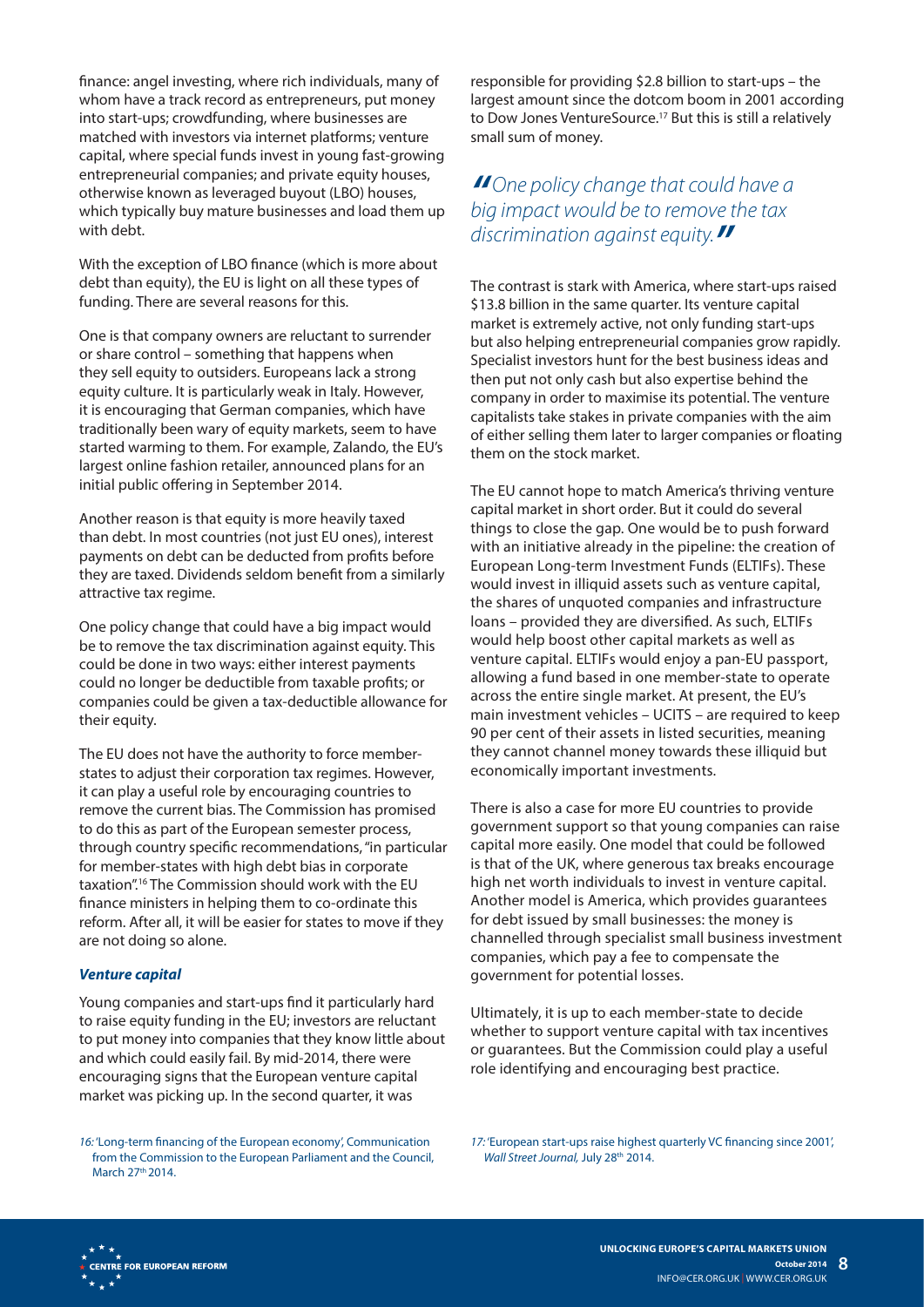finance: angel investing, where rich individuals, many of whom have a track record as entrepreneurs, put money into start-ups; crowdfunding, where businesses are matched with investors via internet platforms; venture capital, where special funds invest in young fast-growing entrepreneurial companies; and private equity houses, otherwise known as leveraged buyout (LBO) houses, which typically buy mature businesses and load them up with debt.

With the exception of LBO finance (which is more about debt than equity), the EU is light on all these types of funding. There are several reasons for this.

One is that company owners are reluctant to surrender or share control – something that happens when they sell equity to outsiders. Europeans lack a strong equity culture. It is particularly weak in Italy. However, it is encouraging that German companies, which have traditionally been wary of equity markets, seem to have started warming to them. For example, Zalando, the EU's largest online fashion retailer, announced plans for an initial public offering in September 2014.

Another reason is that equity is more heavily taxed than debt. In most countries (not just EU ones), interest payments on debt can be deducted from profits before they are taxed. Dividends seldom benefit from a similarly attractive tax regime.

One policy change that could have a big impact would be to remove the tax discrimination against equity. This could be done in two ways: either interest payments could no longer be deductible from taxable profits; or companies could be given a tax-deductible allowance for their equity.

The EU does not have the authority to force member-states to adjust their corporation tax regimes. However, it can play a useful role by encouraging countries to remove the current bias. The Commission has promised to do this as part of the European semester process, through country specific recommendations, "in particular for member-states with high debt bias in corporate taxation".[16] The Commission should work with the EU finance ministers in helping them to co-ordinate this reform. After all, it will be easier for states to move if they are not doing so alone.

### *Venture capital*

Young companies and start-ups find it particularly hard to raise equity funding in the EU; investors are reluctant to put money into companies that they know little about and which could easily fail. By mid-2014, there were encouraging signs that the European venture capital market was picking up. In the second quarter, it was responsible for providing \$2.8 billion to start-ups – the largest amount since the dotcom boom in 2001 according to Dow Jones VentureSource.[17] But this is still a relatively small sum of money.

> *"One policy change that could have a big impact would be to remove the tax discrimination against equity."*

The contrast is stark with America, where start-ups raised \$13.8 billion in the same quarter. Its venture capital market is extremely active, not only funding start-ups but also helping entrepreneurial companies grow rapidly. Specialist investors hunt for the best business ideas and then put not only cash but also expertise behind the company in order to maximise its potential. The venture capitalists take stakes in private companies with the aim of either selling them later to larger companies or floating them on the stock market.

The EU cannot hope to match America's thriving venture capital market in short order. But it could do several things to close the gap. One would be to push forward with an initiative already in the pipeline: the creation of European Long-term Investment Funds (ELTIFs). These would invest in illiquid assets such as venture capital, the shares of unquoted companies and infrastructure loans – provided they are diversified. As such, ELTIFs would help boost other capital markets as well as venture capital. ELTIFs would enjoy a pan-EU passport, allowing a fund based in one member-state to operate across the entire single market. At present, the EU's main investment vehicles – UCITS – are required to keep 90 per cent of their assets in listed securities, meaning they cannot channel money towards these illiquid but economically important investments.

There is also a case for more EU countries to provide government support so that young companies can raise capital more easily. One model that could be followed is that of the UK, where generous tax breaks encourage high net worth individuals to invest in venture capital. Another model is America, which provides guarantees for debt issued by small businesses: the money is channelled through specialist small business investment companies, which pay a fee to compensate the government for potential losses.

Ultimately, it is up to each member-state to decide whether to support venture capital with tax incentives or guarantees. But the Commission could play a useful role identifying and encouraging best practice.

16: 'Long-term financing of the European economy', Communication from the Commission to the European Parliament and the Council, March 27th 2014.

17: 'European start-ups raise highest quarterly VC financing since 2001', *Wall Street Journal,* July 28th 2014.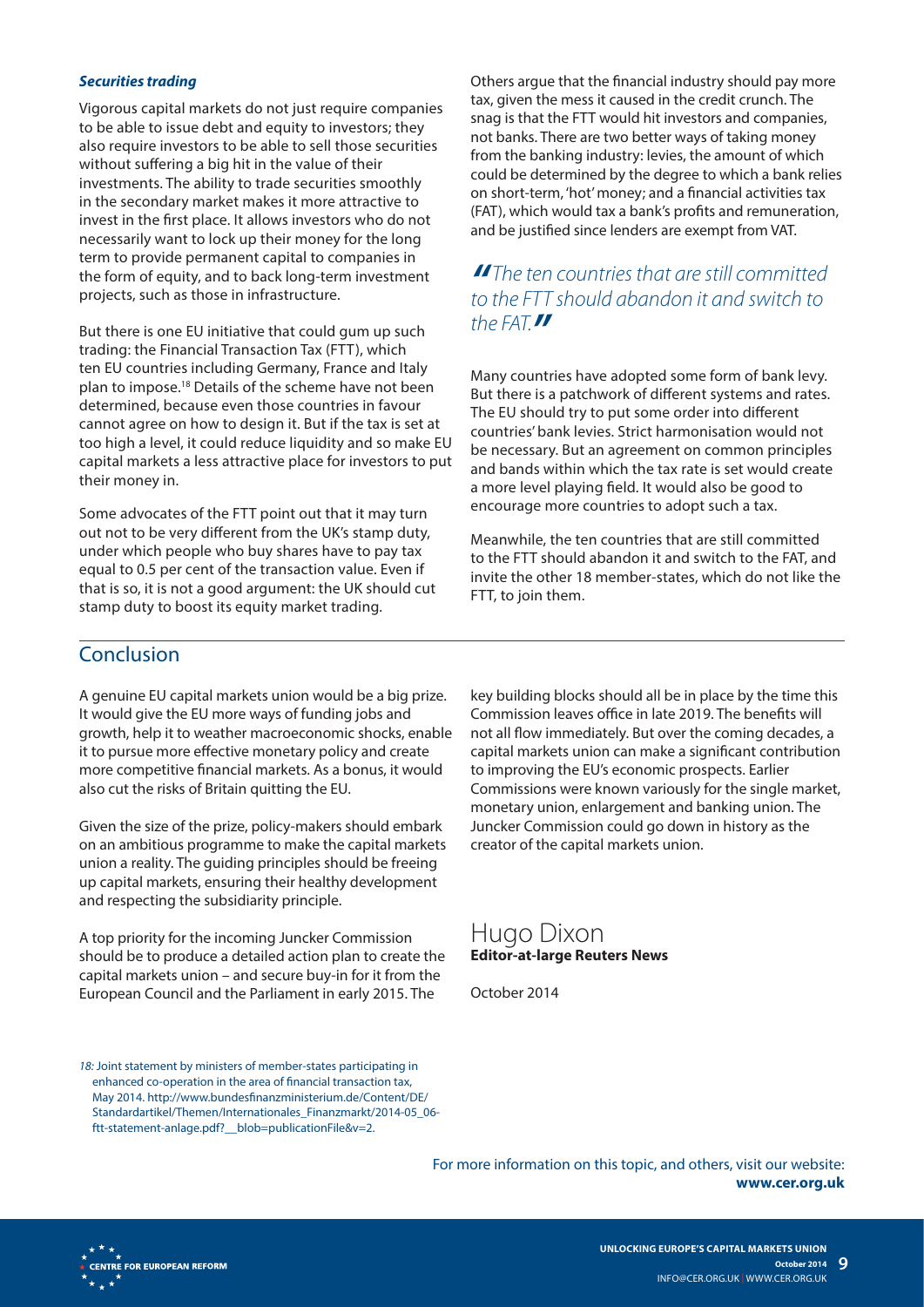### *Securities trading*

Vigorous capital markets do not just require companies to be able to issue debt and equity to investors; they also require investors to be able to sell those securities without suffering a big hit in the value of their investments. The ability to trade securities smoothly in the secondary market makes it more attractive to invest in the first place. It allows investors who do not necessarily want to lock up their money for the long term to provide permanent capital to companies in the form of equity, and to back long-term investment projects, such as those in infrastructure.

But there is one EU initiative that could gum up such trading: the Financial Transaction Tax (FTT), which ten EU countries including Germany, France and Italy plan to impose.[18] Details of the scheme have not been determined, because even those countries in favour cannot agree on how to design it. But if the tax is set at too high a level, it could reduce liquidity and so make EU capital markets a less attractive place for investors to put their money in.

Some advocates of the FTT point out that it may turn out not to be very different from the UK's stamp duty, under which people who buy shares have to pay tax equal to 0.5 per cent of the transaction value. Even if that is so, it is not a good argument: the UK should cut stamp duty to boost its equity market trading.

Others argue that the financial industry should pay more tax, given the mess it caused in the credit crunch. The snag is that the FTT would hit investors and companies, not banks. There are two better ways of taking money from the banking industry: levies, the amount of which could be determined by the degree to which a bank relies on short-term, 'hot' money; and a financial activities tax (FAT), which would tax a bank's profits and remuneration, and be justified since lenders are exempt from VAT.

> *"The ten countries that are still committed to the FTT should abandon it and switch to the FAT."*

Many countries have adopted some form of bank levy. But there is a patchwork of different systems and rates. The EU should try to put some order into different countries' bank levies. Strict harmonisation would not be necessary. But an agreement on common principles and bands within which the tax rate is set would create a more level playing field. It would also be good to encourage more countries to adopt such a tax.

Meanwhile, the ten countries that are still committed to the FTT should abandon it and switch to the FAT, and invite the other 18 member-states, which do not like the FTT, to join them.

## Conclusion

A genuine EU capital markets union would be a big prize. It would give the EU more ways of funding jobs and growth, help it to weather macroeconomic shocks, enable it to pursue more effective monetary policy and create more competitive financial markets. As a bonus, it would also cut the risks of Britain quitting the EU.

Given the size of the prize, policy-makers should embark on an ambitious programme to make the capital markets union a reality. The guiding principles should be freeing up capital markets, ensuring their healthy development and respecting the subsidiarity principle.

A top priority for the incoming Juncker Commission should be to produce a detailed action plan to create the capital markets union – and secure buy-in for it from the European Council and the Parliament in early 2015. The key building blocks should all be in place by the time this Commission leaves office in late 2019. The benefits will not all flow immediately. But over the coming decades, a capital markets union can make a significant contribution to improving the EU's economic prospects. Earlier Commissions were known variously for the single market, monetary union, enlargement and banking union. The Juncker Commission could go down in history as the creator of the capital markets union.

Hugo Dixon
**Editor-at-large Reuters News**

October 2014

*18:* Joint statement by ministers of member-states participating in enhanced co-operation in the area of financial transaction tax, May 2014. http://www.bundesfinanzministerium.de/Content/DE/Standardartikel/Themen/Internationales_Finanzmarkt/2014-05_06-ftt-statement-anlage.pdf?__blob=publicationFile&v=2.

For more information on this topic, and others, visit our website: **www.cer.org.uk**